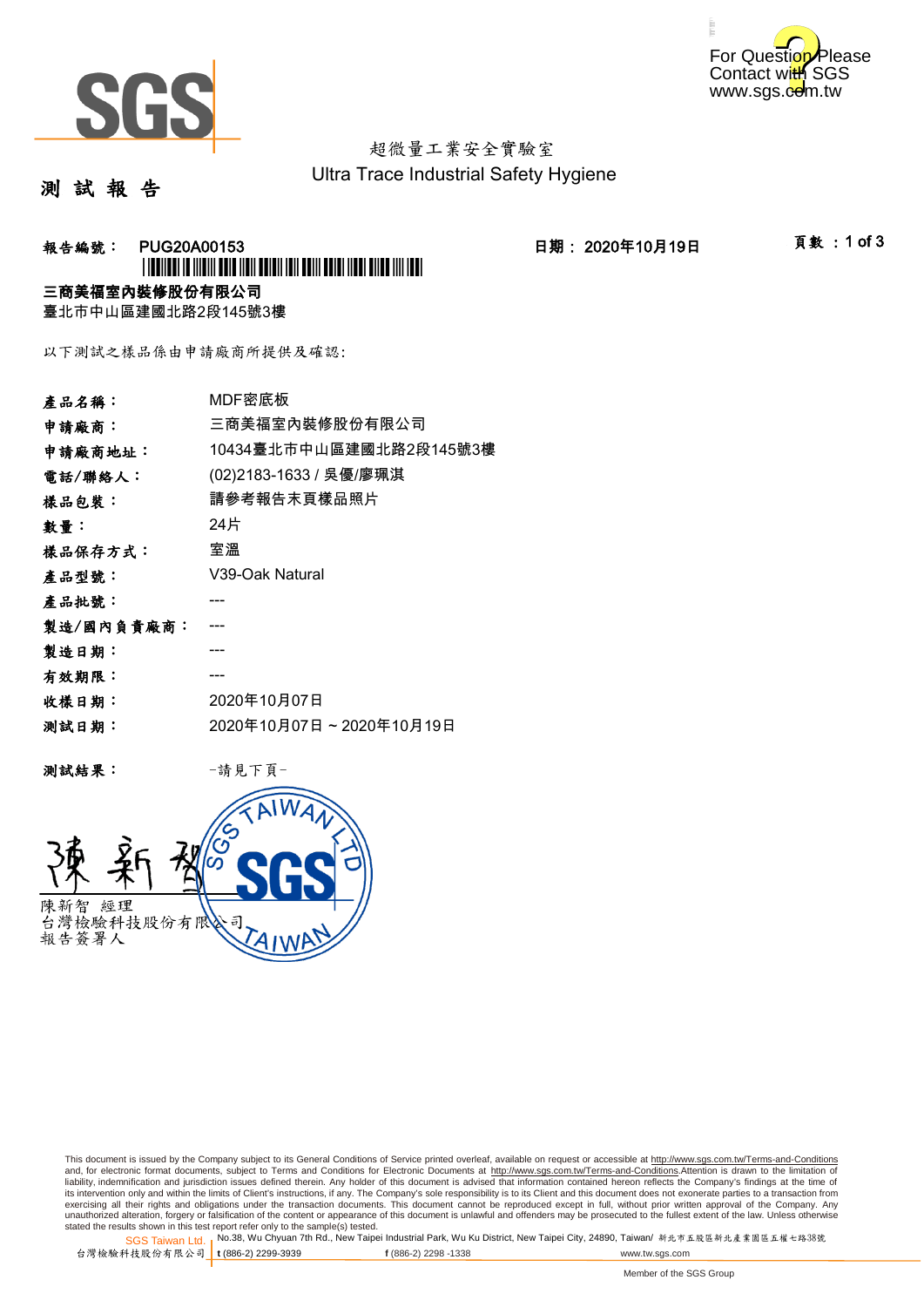For Question Please Contact with SGS
www.sgs.com.tw

超微量工業安全實驗室
Ultra Trace Industrial Safety Hygiene

# 測 試 報 告

報告編號： PUG20A00153　　　　日期： 2020年10月19日　　　　頁數 ：1 of 3

**三商美福室內裝修股份有限公司**
臺北市中山區建國北路2段145號3樓

以下測試之樣品係由申請廠商所提供及確認:

| | |
|---|---|
| 產品名稱： | MDF密底板 |
| 申請廠商： | 三商美福室內裝修股份有限公司 |
| 申請廠商地址： | 10434臺北市中山區建國北路2段145號3樓 |
| 電話/聯絡人： | (02)2183-1633 / 吳優/廖珮淇 |
| 樣品包裝： | 請參考報告末頁樣品照片 |
| 數量： | 24片 |
| 樣品保存方式： | 室溫 |
| 產品型號： | V39-Oak Natural |
| 產品批號： | --- |
| 製造/國內負責廠商： | --- |
| 製造日期： | --- |
| 有效期限： | --- |
| 收樣日期： | 2020年10月07日 |
| 測試日期： | 2020年10月07日 ~ 2020年10月19日 |

測試結果：　　-請見下頁-

陳新智　經理
台灣檢驗科技股份有限公司
報告簽署人

This document is issued by the Company subject to its General Conditions of Service printed overleaf, available on request or accessible at http://www.sgs.com.tw/Terms-and-Conditions and, for electronic format documents, subject to Terms and Conditions for Electronic Documents at http://www.sgs.com.tw/Terms-and-Conditions.Attention is drawn to the limitation of liability, indemnification and jurisdiction issues defined therein. Any holder of this document is advised that information contained hereon reflects the Company's findings at the time of its intervention only and within the limits of Client's instructions, if any. The Company's sole responsibility is to its Client and this document does not exonerate parties to a transaction from exercising all their rights and obligations under the transaction documents. This document cannot be reproduced except in full, without prior written approval of the Company. Any unauthorized alteration, forgery or falsification of the content or appearance of this document is unlawful and offenders may be prosecuted to the fullest extent of the law. Unless otherwise stated the results shown in this test report refer only to the sample(s) tested.

SGS Taiwan Ltd. | No.38, Wu Chyuan 7th Rd., New Taipei Industrial Park, Wu Ku District, New Taipei City, 24890, Taiwan/ 新北市五股區新北產業園區五權七路38號
台灣檢驗科技股份有限公司 | t (886-2) 2299-3939　f (886-2) 2298 -1338　www.tw.sgs.com

Member of the SGS Group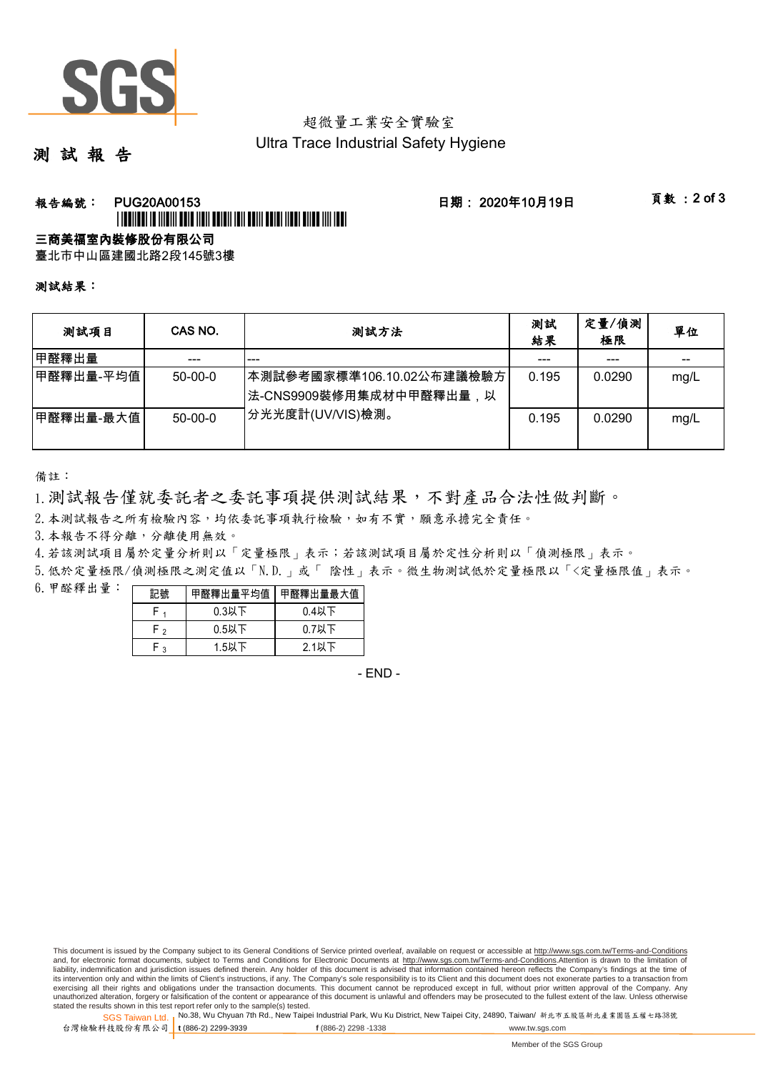超微量工業安全實驗室

Ultra Trace Industrial Safety Hygiene

# 測 試 報 告

**報告編號：** PUG20A00153　　　　**日期：** 2020年10月19日

**三商美福室內裝修股份有限公司**

臺北市中山區建國北路2段145號3樓

**測試結果：**

| 測試項目 | CAS NO. | 測試方法 | 測試結果 | 定量/偵測極限 | 單位 |
|---|---|---|---|---|---|
| 甲醛釋出量 | --- | --- | --- | --- | -- |
| 甲醛釋出量-平均值 | 50-00-0 | 本測試參考國家標準106.10.02公布建議檢驗方法-CNS9909裝修用集成材中甲醛釋出量，以分光光度計(UV/VIS)檢測。 | 0.195 | 0.0290 | mg/L |
| 甲醛釋出量-最大值 | 50-00-0 | | 0.195 | 0.0290 | mg/L |

備註：

1. 測試報告僅就委託者之委託事項提供測試結果，不對產品合法性做判斷。
2. 本測試報告之所有檢驗內容，均依委託事項執行檢驗，如有不實，願意承擔完全責任。
3. 本報告不得分離，分離使用無效。
4. 若該測試項目屬於定量分析則以「定量極限」表示；若該測試項目屬於定性分析則以「偵測極限」表示。
5. 低於定量極限/偵測極限之測定值以「N.D.」或「 陰性」表示。微生物測試低於定量極限以「<定量極限值」表示。
6. 甲醛釋出量：

| 記號 | 甲醛釋出量平均值 | 甲醛釋出量最大值 |
|---|---|---|
| $F_1$ | 0.3以下 | 0.4以下 |
| $F_2$ | 0.5以下 | 0.7以下 |
| $F_3$ | 1.5以下 | 2.1以下 |

- END -

This document is issued by the Company subject to its General Conditions of Service printed overleaf, available on request or accessible at http://www.sgs.com.tw/Terms-and-Conditions and, for electronic format documents, subject to Terms and Conditions for Electronic Documents at http://www.sgs.com.tw/Terms-and-Conditions.Attention is drawn to the limitation of liability, indemnification and jurisdiction issues defined therein. Any holder of this document is advised that information contained hereon reflects the Company's findings at the time of its intervention only and within the limits of Client's instructions, if any. The Company's sole responsibility is to its Client and this document does not exonerate parties to a transaction from exercising all their rights and obligations under the transaction documents. This document cannot be reproduced except in full, without prior written approval of the Company. Any unauthorized alteration, forgery or falsification of the content or appearance of this document is unlawful and offenders may be prosecuted to the fullest extent of the law. Unless otherwise stated the results shown in this test report refer only to the sample(s) tested.

SGS Taiwan Ltd. 台灣檢驗科技股份有限公司 | No.38, Wu Chyuan 7th Rd., New Taipei Industrial Park, Wu Ku District, New Taipei City, 24890, Taiwan/ 新北市五股區新北產業園區五權七路38號 | t (886-2) 2299-3939 | f (886-2) 2298 -1338 | www.tw.sgs.com

Member of the SGS Group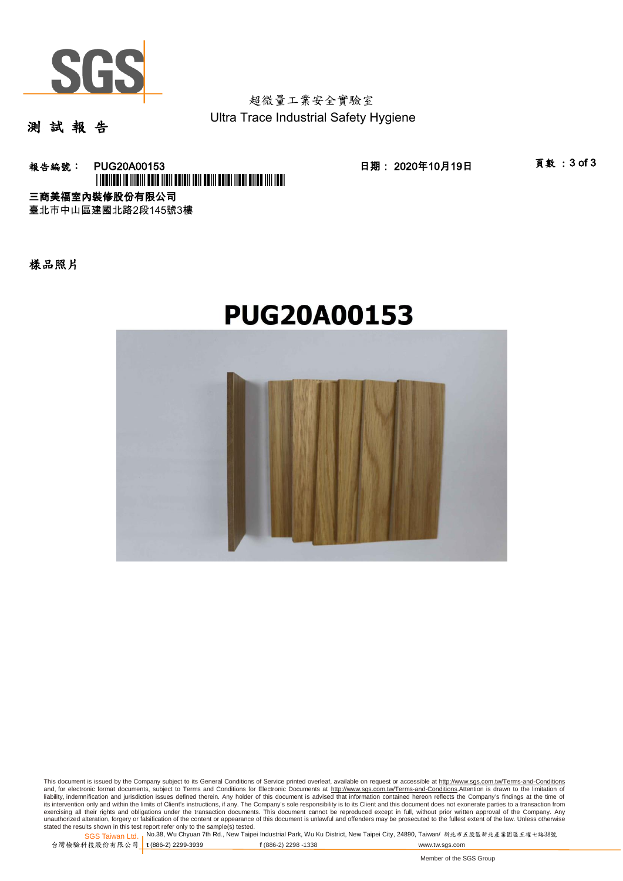# 測 試 報 告

超微量工業安全實驗室
Ultra Trace Industrial Safety Hygiene

**報告編號：** PUG20A00153 　　**日期：** 2020年10月19日

**三商美福室內裝修股份有限公司**
臺北市中山區建國北路2段145號3樓

## 樣品照片

**PUG20A00153**

This document is issued by the Company subject to its General Conditions of Service printed overleaf, available on request or accessible at http://www.sgs.com.tw/Terms-and-Conditions and, for electronic format documents, subject to Terms and Conditions for Electronic Documents at http://www.sgs.com.tw/Terms-and-Conditions.Attention is drawn to the limitation of liability, indemnification and jurisdiction issues defined therein. Any holder of this document is advised that information contained hereon reflects the Company's findings at the time of its intervention only and within the limits of Client's instructions, if any. The Company's sole responsibility is to its Client and this document does not exonerate parties to a transaction from exercising all their rights and obligations under the transaction documents. This document cannot be reproduced except in full, without prior written approval of the Company. Any unauthorized alteration, forgery or falsification of the content or appearance of this document is unlawful and offenders may be prosecuted to the fullest extent of the law. Unless otherwise stated the results shown in this test report refer only to the sample(s) tested.

SGS Taiwan Ltd. 台灣檢驗科技股份有限公司 | No.38, Wu Chyuan 7th Rd., New Taipei Industrial Park, Wu Ku District, New Taipei City, 24890, Taiwan/ 新北市五股區新北產業園區五權七路38號
t (886-2) 2299-3939 　f (886-2) 2298 -1338 　www.tw.sgs.com

Member of the SGS Group